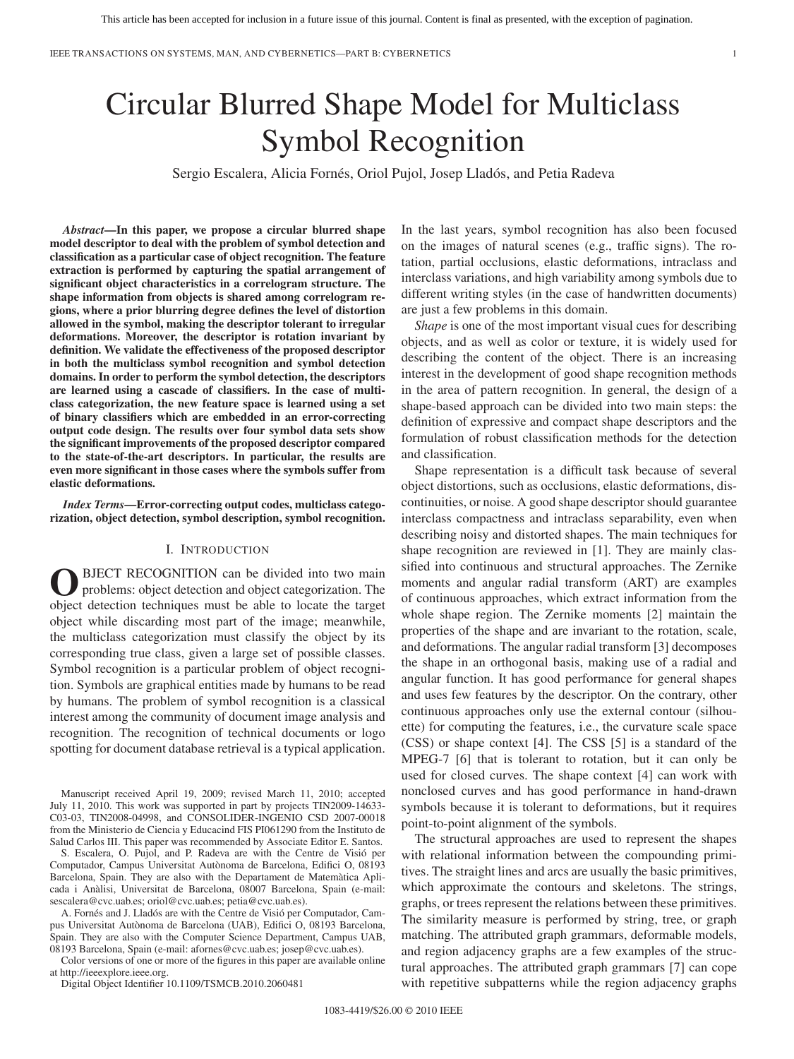# Circular Blurred Shape Model for Multiclass Symbol Recognition

Sergio Escalera, Alicia Fornés, Oriol Pujol, Josep Lladós, and Petia Radeva

***Abstract*—In this paper, we propose a circular blurred shape model descriptor to deal with the problem of symbol detection and classification as a particular case of object recognition. The feature extraction is performed by capturing the spatial arrangement of significant object characteristics in a correlogram structure. The shape information from objects is shared among correlogram regions, where a prior blurring degree defines the level of distortion allowed in the symbol, making the descriptor tolerant to irregular deformations. Moreover, the descriptor is rotation invariant by definition. We validate the effectiveness of the proposed descriptor in both the multiclass symbol recognition and symbol detection domains. In order to perform the symbol detection, the descriptors are learned using a cascade of classifiers. In the case of multiclass categorization, the new feature space is learned using a set of binary classifiers which are embedded in an error-correcting output code design. The results over four symbol data sets show the significant improvements of the proposed descriptor compared to the state-of-the-art descriptors. In particular, the results are even more significant in those cases where the symbols suffer from elastic deformations.**

***Index Terms*—Error-correcting output codes, multiclass categorization, object detection, symbol description, symbol recognition.**

## I. Introduction

OBJECT RECOGNITION can be divided into two main problems: object detection and object categorization. The object detection techniques must be able to locate the target object while discarding most part of the image; meanwhile, the multiclass categorization must classify the object by its corresponding true class, given a large set of possible classes. Symbol recognition is a particular problem of object recognition. Symbols are graphical entities made by humans to be read by humans. The problem of symbol recognition is a classical interest among the community of document image analysis and recognition. The recognition of technical documents or logo spotting for document database retrieval is a typical application.

Manuscript received April 19, 2009; revised March 11, 2010; accepted July 11, 2010. This work was supported in part by projects TIN2009-14633-C03-03, TIN2008-04998, and CONSOLIDER-INGENIO CSD 2007-00018 from the Ministerio de Ciencia y Educacind FIS PI061290 from the Instituto de Salud Carlos III. This paper was recommended by Associate Editor E. Santos.

S. Escalera, O. Pujol, and P. Radeva are with the Centre de Visió per Computador, Campus Universitat Autònoma de Barcelona, Edifici O, 08193 Barcelona, Spain. They are also with the Departament de Matemàtica Aplicada i Anàlisi, Universitat de Barcelona, 08007 Barcelona, Spain (e-mail: sescalera@cvc.uab.es; oriol@cvc.uab.es; petia@cvc.uab.es).

A. Fornés and J. Lladós are with the Centre de Visió per Computador, Campus Universitat Autònoma de Barcelona (UAB), Edifici O, 08193 Barcelona, Spain. They are also with the Computer Science Department, Campus UAB, 08193 Barcelona, Spain (e-mail: afornes@cvc.uab.es; josep@cvc.uab.es).

Color versions of one or more of the figures in this paper are available online at http://ieeexplore.ieee.org.

Digital Object Identifier 10.1109/TSMCB.2010.2060481

In the last years, symbol recognition has also been focused on the images of natural scenes (e.g., traffic signs). The rotation, partial occlusions, elastic deformations, intraclass and interclass variations, and high variability among symbols due to different writing styles (in the case of handwritten documents) are just a few problems in this domain.

*Shape* is one of the most important visual cues for describing objects, and as well as color or texture, it is widely used for describing the content of the object. There is an increasing interest in the development of good shape recognition methods in the area of pattern recognition. In general, the design of a shape-based approach can be divided into two main steps: the definition of expressive and compact shape descriptors and the formulation of robust classification methods for the detection and classification.

Shape representation is a difficult task because of several object distortions, such as occlusions, elastic deformations, discontinuities, or noise. A good shape descriptor should guarantee interclass compactness and intraclass separability, even when describing noisy and distorted shapes. The main techniques for shape recognition are reviewed in [1]. They are mainly classified into continuous and structural approaches. The Zernike moments and angular radial transform (ART) are examples of continuous approaches, which extract information from the whole shape region. The Zernike moments [2] maintain the properties of the shape and are invariant to the rotation, scale, and deformations. The angular radial transform [3] decomposes the shape in an orthogonal basis, making use of a radial and angular function. It has good performance for general shapes and uses few features by the descriptor. On the contrary, other continuous approaches only use the external contour (silhouette) for computing the features, i.e., the curvature scale space (CSS) or shape context [4]. The CSS [5] is a standard of the MPEG-7 [6] that is tolerant to rotation, but it can only be used for closed curves. The shape context [4] can work with nonclosed curves and has good performance in hand-drawn symbols because it is tolerant to deformations, but it requires point-to-point alignment of the symbols.

The structural approaches are used to represent the shapes with relational information between the compounding primitives. The straight lines and arcs are usually the basic primitives, which approximate the contours and skeletons. The strings, graphs, or trees represent the relations between these primitives. The similarity measure is performed by string, tree, or graph matching. The attributed graph grammars, deformable models, and region adjacency graphs are a few examples of the structural approaches. The attributed graph grammars [7] can cope with repetitive subpatterns while the region adjacency graphs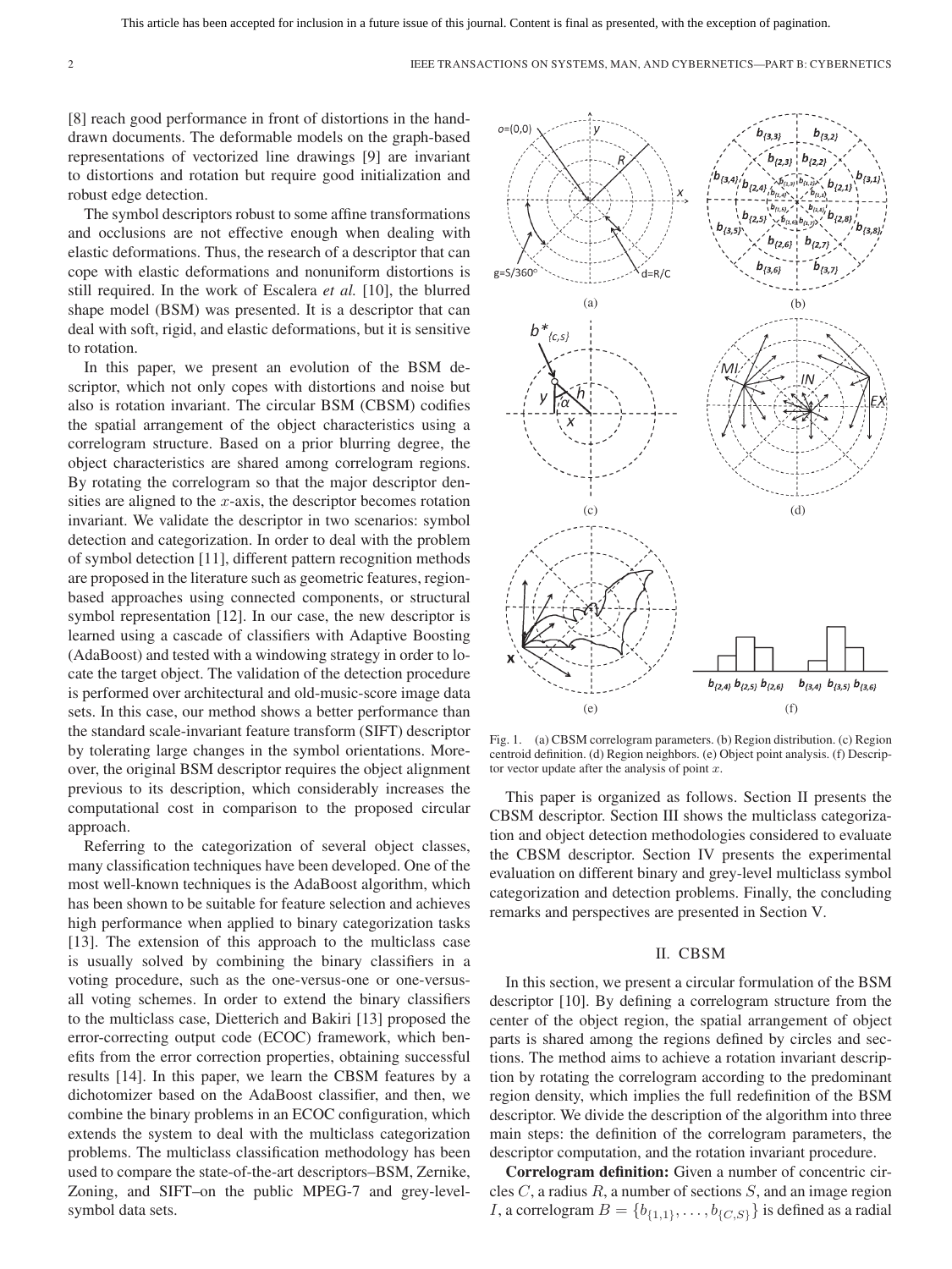[8] reach good performance in front of distortions in the hand-drawn documents. The deformable models on the graph-based representations of vectorized line drawings [9] are invariant to distortions and rotation but require good initialization and robust edge detection.

The symbol descriptors robust to some affine transformations and occlusions are not effective enough when dealing with elastic deformations. Thus, the research of a descriptor that can cope with elastic deformations and nonuniform distortions is still required. In the work of Escalera *et al.* [10], the blurred shape model (BSM) was presented. It is a descriptor that can deal with soft, rigid, and elastic deformations, but it is sensitive to rotation.

In this paper, we present an evolution of the BSM descriptor, which not only copes with distortions and noise but also is rotation invariant. The circular BSM (CBSM) codifies the spatial arrangement of the object characteristics using a correlogram structure. Based on a prior blurring degree, the object characteristics are shared among correlogram regions. By rotating the correlogram so that the major descriptor densities are aligned to the $x$-axis, the descriptor becomes rotation invariant. We validate the descriptor in two scenarios: symbol detection and categorization. In order to deal with the problem of symbol detection [11], different pattern recognition methods are proposed in the literature such as geometric features, region-based approaches using connected components, or structural symbol representation [12]. In our case, the new descriptor is learned using a cascade of classifiers with Adaptive Boosting (AdaBoost) and tested with a windowing strategy in order to locate the target object. The validation of the detection procedure is performed over architectural and old-music-score image data sets. In this case, our method shows a better performance than the standard scale-invariant feature transform (SIFT) descriptor by tolerating large changes in the symbol orientations. Moreover, the original BSM descriptor requires the object alignment previous to its description, which considerably increases the computational cost in comparison to the proposed circular approach.

Referring to the categorization of several object classes, many classification techniques have been developed. One of the most well-known techniques is the AdaBoost algorithm, which has been shown to be suitable for feature selection and achieves high performance when applied to binary categorization tasks [13]. The extension of this approach to the multiclass case is usually solved by combining the binary classifiers in a voting procedure, such as the one-versus-one or one-versus-all voting schemes. In order to extend the binary classifiers to the multiclass case, Dietterich and Bakiri [13] proposed the error-correcting output code (ECOC) framework, which benefits from the error correction properties, obtaining successful results [14]. In this paper, we learn the CBSM features by a dichotomizer based on the AdaBoost classifier, and then, we combine the binary problems in an ECOC configuration, which extends the system to deal with the multiclass categorization problems. The multiclass classification methodology has been used to compare the state-of-the-art descriptors–BSM, Zernike, Zoning, and SIFT–on the public MPEG-7 and grey-level-symbol data sets.

$o=(0,0)$, $y$, $R$, $x$, $g=S/360°$, $d=R/C$

(a)

$b_{\{3,3\}}$ $b_{\{3,2\}}$ $b_{\{2,3\}}$ $b_{\{2,2\}}$ $b_{\{3,4\}}$ $b_{\{2,4\}}$ $b_{\{2,1\}}$ $b_{\{3,1\}}$ $b_{\{2,5\}}$ $b_{\{2,8\}}$ $b_{\{3,5\}}$ $b_{\{3,8\}}$ $b_{\{2,6\}}$ $b_{\{2,7\}}$ $b_{\{3,6\}}$ $b_{\{3,7\}}$

(b)

$b^*_{\{c,s\}}$, $y$, $h$, $\alpha$, $x$

(c)

MI, IN, EX

(d)

x

(e)

$b_{\{2,4\}}$ $b_{\{2,5\}}$ $b_{\{2,6\}}$ $b_{\{3,4\}}$ $b_{\{3,5\}}$ $b_{\{3,6\}}$

(f)

Fig. 1. (a) CBSM correlogram parameters. (b) Region distribution. (c) Region centroid definition. (d) Region neighbors. (e) Object point analysis. (f) Descriptor vector update after the analysis of point $x$.

This paper is organized as follows. Section II presents the CBSM descriptor. Section III shows the multiclass categorization and object detection methodologies considered to evaluate the CBSM descriptor. Section IV presents the experimental evaluation on different binary and grey-level multiclass symbol categorization and detection problems. Finally, the concluding remarks and perspectives are presented in Section V.

## II. CBSM

In this section, we present a circular formulation of the BSM descriptor [10]. By defining a correlogram structure from the center of the object region, the spatial arrangement of object parts is shared among the regions defined by circles and sections. The method aims to achieve a rotation invariant description by rotating the correlogram according to the predominant region density, which implies the full redefinition of the BSM descriptor. We divide the description of the algorithm into three main steps: the definition of the correlogram parameters, the descriptor computation, and the rotation invariant procedure.

**Correlogram definition:** Given a number of concentric circles $C$, a radius $R$, a number of sections $S$, and an image region $I$, a correlogram $B = \{b_{\{1,1\}}, \ldots, b_{\{C,S\}}\}$ is defined as a radial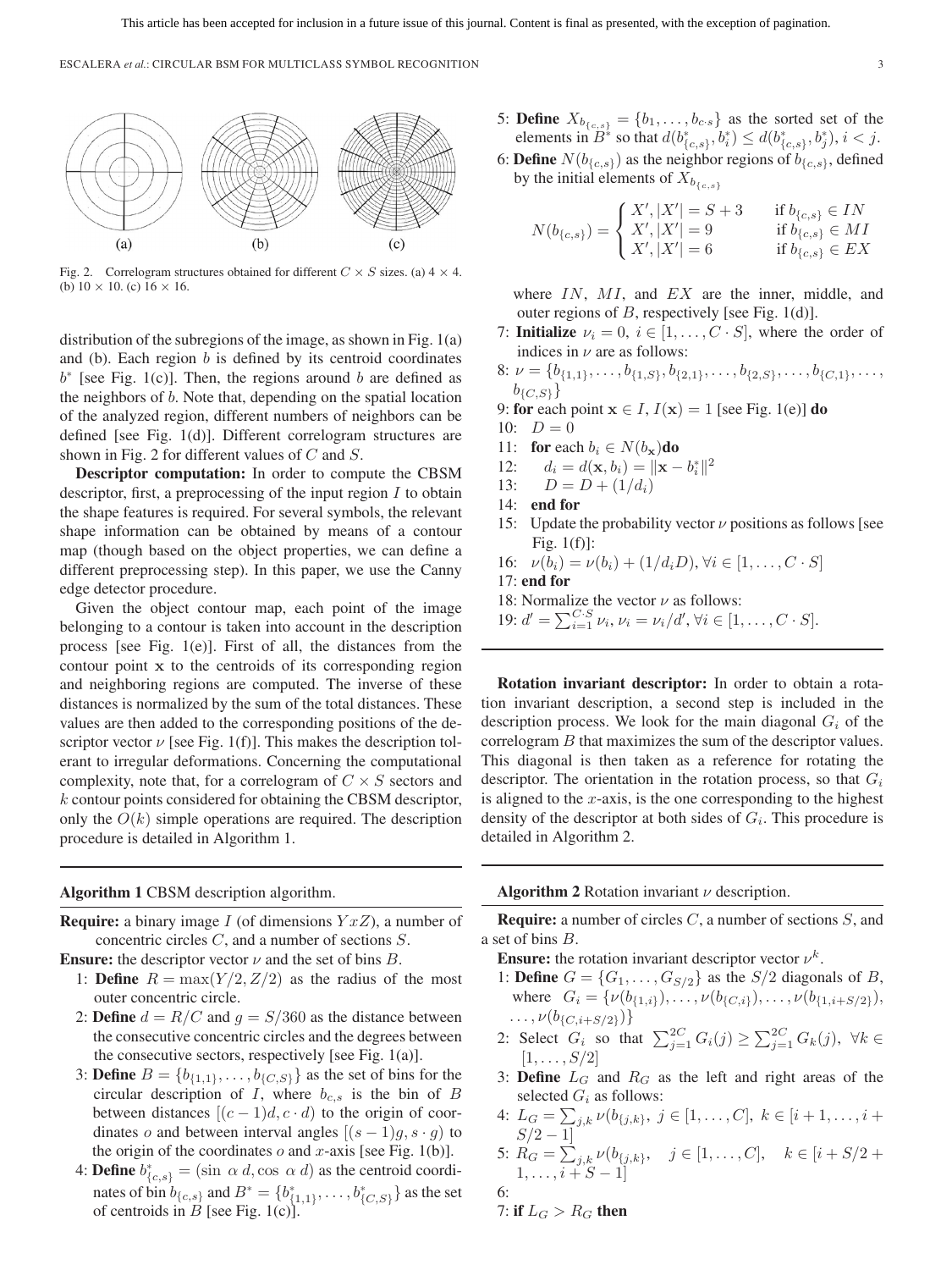Fig. 2. Correlogram structures obtained for different $C \times S$ sizes. (a) $4 \times 4$. (b) $10 \times 10$. (c) $16 \times 16$.

distribution of the subregions of the image, as shown in Fig. 1(a) and (b). Each region $b$ is defined by its centroid coordinates $b^*$ [see Fig. 1(c)]. Then, the regions around $b$ are defined as the neighbors of $b$. Note that, depending on the spatial location of the analyzed region, different numbers of neighbors can be defined [see Fig. 1(d)]. Different correlogram structures are shown in Fig. 2 for different values of $C$ and $S$.

**Descriptor computation:** In order to compute the CBSM descriptor, first, a preprocessing of the input region $I$ to obtain the shape features is required. For several symbols, the relevant shape information can be obtained by means of a contour map (though based on the object properties, we can define a different preprocessing step). In this paper, we use the Canny edge detector procedure.

Given the object contour map, each point of the image belonging to a contour is taken into account in the description process [see Fig. 1(e)]. First of all, the distances from the contour point $\mathbf{x}$ to the centroids of its corresponding region and neighboring regions are computed. The inverse of these distances is normalized by the sum of the total distances. These values are then added to the corresponding positions of the descriptor vector $\nu$ [see Fig. 1(f)]. This makes the description tolerant to irregular deformations. Concerning the computational complexity, note that, for a correlogram of $C \times S$ sectors and $k$ contour points considered for obtaining the CBSM descriptor, only the $O(k)$ simple operations are required. The description procedure is detailed in Algorithm 1.

---

**Algorithm 1** CBSM description algorithm.

**Require:** a binary image $I$ (of dimensions $YxZ$), a number of concentric circles $C$, and a number of sections $S$.

**Ensure:** the descriptor vector $\nu$ and the set of bins $B$.

1: **Define** $R = \max(Y/2, Z/2)$ as the radius of the most outer concentric circle.

2: **Define** $d = R/C$ and $g = S/360$ as the distance between the consecutive concentric circles and the degrees between the consecutive sectors, respectively [see Fig. 1(a)].

3: **Define** $B = \{b_{\{1,1\}}, \ldots, b_{\{C,S\}}\}$ as the set of bins for the circular description of $I$, where $b_{c,s}$ is the bin of $B$ between distances $[(c-1)d, c \cdot d)$ to the origin of coordinates $o$ and between interval angles $[(s-1)g, s \cdot g)$ to the origin of the coordinates $o$ and $x$-axis [see Fig. 1(b)].

4: **Define** $b^*_{\{c,s\}} = (\sin\ \alpha\, d, \cos\ \alpha\, d)$ as the centroid coordinates of bin $b_{\{c,s\}}$ and $B^* = \{b^*_{\{1,1\}}, \ldots, b^*_{\{C,S\}}\}$ as the set of centroids in $B$ [see Fig. 1(c)].

5: **Define** $X_{b_{\{c,s\}}} = \{b_1, \ldots, b_{c \cdot s}\}$ as the sorted set of the elements in $B^*$ so that $d(b^*_{\{c,s\}}, b^*_i) \le d(b^*_{\{c,s\}}, b^*_j)$, $i < j$.

6: **Define** $N(b_{\{c,s\}})$ as the neighbor regions of $b_{\{c,s\}}$, defined by the initial elements of $X_{b_{\{c,s\}}}$

$$N(b_{\{c,s\}}) = \begin{cases} X', |X'| = S+3 & \text{if } b_{\{c,s\}} \in IN \\ X', |X'| = 9 & \text{if } b_{\{c,s\}} \in MI \\ X', |X'| = 6 & \text{if } b_{\{c,s\}} \in EX \end{cases}$$

where $IN$, $MI$, and $EX$ are the inner, middle, and outer regions of $B$, respectively [see Fig. 1(d)].

7: **Initialize** $\nu_i = 0$, $i \in [1, \ldots, C \cdot S]$, where the order of indices in $\nu$ are as follows:

8: $\nu = \{b_{\{1,1\}}, \ldots, b_{\{1,S\}}, b_{\{2,1\}}, \ldots, b_{\{2,S\}}, \ldots, b_{\{C,1\}}, \ldots, b_{\{C,S\}}\}$

9: **for** each point $\mathbf{x} \in I$, $I(\mathbf{x}) = 1$ [see Fig. 1(e)] **do**

10: $D = 0$

11: **for** each $b_i \in N(b_{\mathbf{x}})$**do**

12: $d_i = d(\mathbf{x}, b_i) = \|\mathbf{x} - b^*_i\|^2$

13: $D = D + (1/d_i)$

14: **end for**

15: Update the probability vector $\nu$ positions as follows [see Fig. 1(f)]:

16: $\nu(b_i) = \nu(b_i) + (1/d_i D), \forall i \in [1, \ldots, C \cdot S]$

17: **end for**

18: Normalize the vector $\nu$ as follows:

19: $d' = \sum_{i=1}^{C \cdot S} \nu_i$, $\nu_i = \nu_i / d'$, $\forall i \in [1, \ldots, C \cdot S]$.

---

**Rotation invariant descriptor:** In order to obtain a rotation invariant description, a second step is included in the description process. We look for the main diagonal $G_i$ of the correlogram $B$ that maximizes the sum of the descriptor values. This diagonal is then taken as a reference for rotating the descriptor. The orientation in the rotation process, so that $G_i$ is aligned to the $x$-axis, is the one corresponding to the highest density of the descriptor at both sides of $G_i$. This procedure is detailed in Algorithm 2.

---

**Algorithm 2** Rotation invariant $\nu$ description.

**Require:** a number of circles $C$, a number of sections $S$, and a set of bins $B$.

**Ensure:** the rotation invariant descriptor vector $\nu^k$.

1: **Define** $G = \{G_1, \ldots, G_{S/2}\}$ as the $S/2$ diagonals of $B$, where $G_i = \{\nu(b_{\{1,i\}}), \ldots, \nu(b_{\{C,i\}}), \ldots, \nu(b_{\{1,i+S/2\}}), \ldots, \nu(b_{\{C,i+S/2\}})\}$

2: Select $G_i$ so that $\sum_{j=1}^{2C} G_i(j) \ge \sum_{j=1}^{2C} G_k(j)$, $\forall k \in [1, \ldots, S/2]$

3: **Define** $L_G$ and $R_G$ as the left and right areas of the selected $G_i$ as follows:

4: $L_G = \sum_{j,k} \nu(b_{\{j,k\}})$, $j \in [1, \ldots, C]$, $k \in [i+1, \ldots, i+S/2-1]$

5: $R_G = \sum_{j,k} \nu(b_{\{j,k\}})$, $j \in [1, \ldots, C]$, $k \in [i+S/2+1, \ldots, i+S-1]$

6:

7: **if** $L_G > R_G$ **then**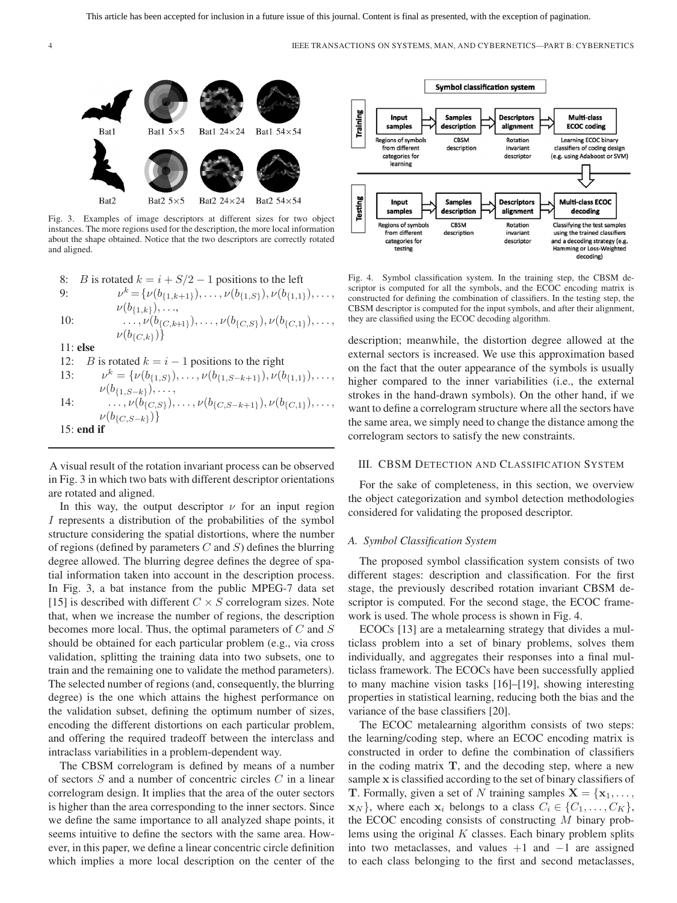Bat1 Bat1 5×5 Bat1 24×24 Bat1 54×54

Bat2 Bat2 5×5 Bat2 24×24 Bat2 54×54

Fig. 3. Examples of image descriptors at different sizes for two object instances. The more regions used for the description, the more local information about the shape obtained. Notice that the two descriptors are correctly rotated and aligned.

8: $B$ is rotated $k = i + S/2 - 1$ positions to the left
9: $\nu^k = \{\nu(b_{\{1,k+1\}}), \ldots, \nu(b_{\{1,S\}}), \nu(b_{\{1,1\}}), \ldots, \nu(b_{\{1,k\}}), \ldots,$
10: $\ldots, \nu(b_{\{C,k+1\}}), \ldots, \nu(b_{\{C,S\}}), \nu(b_{\{C,1\}}), \ldots, \nu(b_{\{C,k\}})\}$
11: **else**
12: $B$ is rotated $k = i - 1$ positions to the right
13: $\nu^k = \{\nu(b_{\{1,S\}}), \ldots, \nu(b_{\{1,S-k+1\}}), \nu(b_{\{1,1\}}), \ldots, \nu(b_{\{1,S-k\}}), \ldots,$
14: $\ldots, \nu(b_{\{C,S\}}), \ldots, \nu(b_{\{C,S-k+1\}}), \nu(b_{\{C,1\}}), \ldots, \nu(b_{\{C,S-k\}})\}$
15: **end if**

A visual result of the rotation invariant process can be observed in Fig. 3 in which two bats with different descriptor orientations are rotated and aligned.

In this way, the output descriptor $\nu$ for an input region $I$ represents a distribution of the probabilities of the symbol structure considering the spatial distortions, where the number of regions (defined by parameters $C$ and $S$) defines the blurring degree allowed. The blurring degree defines the degree of spatial information taken into account in the description process. In Fig. 3, a bat instance from the public MPEG-7 data set [15] is described with different $C \times S$ correlogram sizes. Note that, when we increase the number of regions, the description becomes more local. Thus, the optimal parameters of $C$ and $S$ should be obtained for each particular problem (e.g., via cross validation, splitting the training data into two subsets, one to train and the remaining one to validate the method parameters). The selected number of regions (and, consequently, the blurring degree) is the one which attains the highest performance on the validation subset, defining the optimum number of sizes, encoding the different distortions on each particular problem, and offering the required tradeoff between the interclass and intraclass variabilities in a problem-dependent way.

The CBSM correlogram is defined by means of a number of sectors $S$ and a number of concentric circles $C$ in a linear correlogram design. It implies that the area of the outer sectors is higher than the area corresponding to the inner sectors. Since we define the same importance to all analyzed shape points, it seems intuitive to define the sectors with the same area. However, in this paper, we define a linear concentric circle definition which implies a more local description on the center of the

Symbol classification system

Training: Input samples → Samples description → Descriptors alignment → Multi-class ECOC coding
Regions of symbols from different categories for learning; CBSM description; Rotation invariant descriptor; Learning ECOC binary classifiers of coding design (e.g. using Adaboost or SVM)

Testing: Input samples → Samples description → Descriptors alignment → Multi-class ECOC decoding
Regions of symbols from different categories for testing; CBSM description; Rotation invariant descriptor; Classifying the test samples using the trained classifiers and a decoding strategy (e.g. Hamming or Loss-Weighted decoding)

Fig. 4. Symbol classification system. In the training step, the CBSM descriptor is computed for all the symbols, and the ECOC encoding matrix is constructed for defining the combination of classifiers. In the testing step, the CBSM descriptor is computed for the input symbols, and after their alignment, they are classified using the ECOC decoding algorithm.

description; meanwhile, the distortion degree allowed at the external sectors is increased. We use this approximation based on the fact that the outer appearance of the symbols is usually higher compared to the inner variabilities (i.e., the external strokes in the hand-drawn symbols). On the other hand, if we want to define a correlogram structure where all the sectors have the same area, we simply need to change the distance among the correlogram sectors to satisfy the new constraints.

## III. CBSM Detection and Classification System

For the sake of completeness, in this section, we overview the object categorization and symbol detection methodologies considered for validating the proposed descriptor.

### A. Symbol Classification System

The proposed symbol classification system consists of two different stages: description and classification. For the first stage, the previously described rotation invariant CBSM descriptor is computed. For the second stage, the ECOC framework is used. The whole process is shown in Fig. 4.

ECOCs [13] are a metalearning strategy that divides a multiclass problem into a set of binary problems, solves them individually, and aggregates their responses into a final multiclass framework. The ECOCs have been successfully applied to many machine vision tasks [16]–[19], showing interesting properties in statistical learning, reducing both the bias and the variance of the base classifiers [20].

The ECOC metalearning algorithm consists of two steps: the learning/coding step, where an ECOC encoding matrix is constructed in order to define the combination of classifiers in the coding matrix $\mathbf{T}$, and the decoding step, where a new sample $\mathbf{x}$ is classified according to the set of binary classifiers of $\mathbf{T}$. Formally, given a set of $N$ training samples $\mathbf{X} = \{\mathbf{x}_1, \ldots, \mathbf{x}_N\}$, where each $\mathbf{x}_i$ belongs to a class $C_i \in \{C_1, \ldots, C_K\}$, the ECOC encoding consists of constructing $M$ binary problems using the original $K$ classes. Each binary problem splits into two metaclasses, and values $+1$ and $-1$ are assigned to each class belonging to the first and second metaclasses,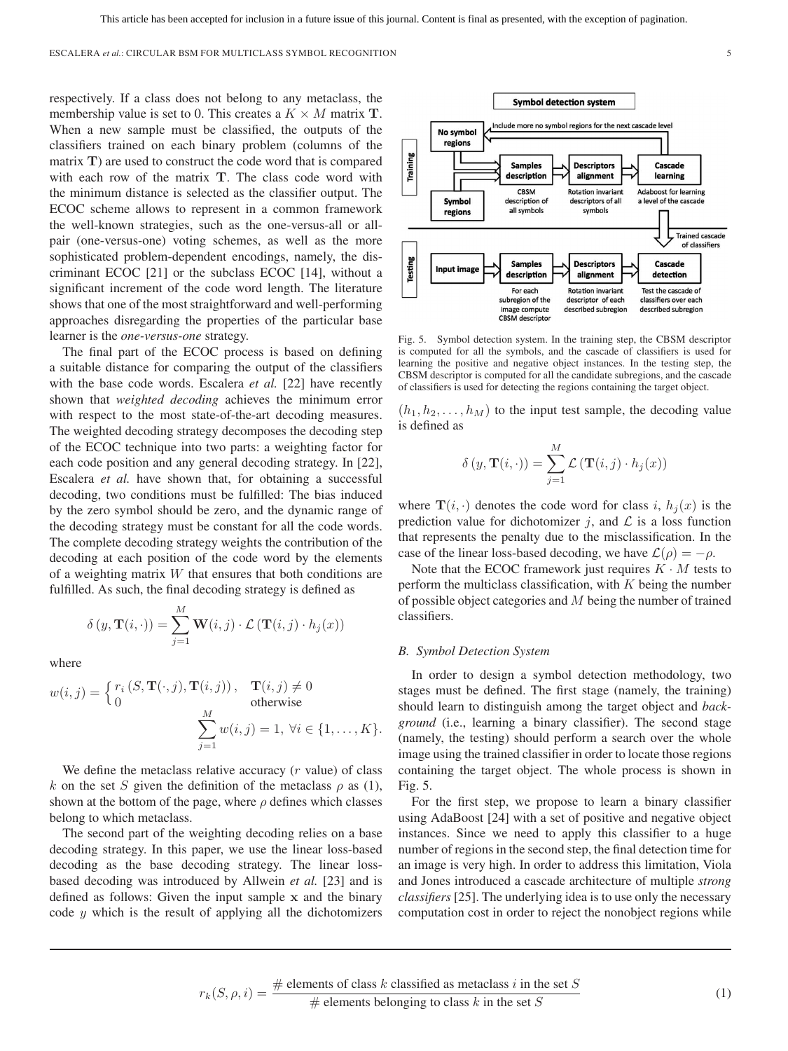respectively. If a class does not belong to any metaclass, the membership value is set to 0. This creates a $K \times M$ matrix $\mathbf{T}$. When a new sample must be classified, the outputs of the classifiers trained on each binary problem (columns of the matrix $\mathbf{T}$) are used to construct the code word that is compared with each row of the matrix $\mathbf{T}$. The class code word with the minimum distance is selected as the classifier output. The ECOC scheme allows to represent in a common framework the well-known strategies, such as the one-versus-all or all-pair (one-versus-one) voting schemes, as well as the more sophisticated problem-dependent encodings, namely, the discriminant ECOC [21] or the subclass ECOC [14], without a significant increment of the code word length. The literature shows that one of the most straightforward and well-performing approaches disregarding the properties of the particular base learner is the *one-versus-one* strategy.

The final part of the ECOC process is based on defining a suitable distance for comparing the output of the classifiers with the base code words. Escalera *et al.* [22] have recently shown that *weighted decoding* achieves the minimum error with respect to the most state-of-the-art decoding measures. The weighted decoding strategy decomposes the decoding step of the ECOC technique into two parts: a weighting factor for each code position and any general decoding strategy. In [22], Escalera *et al.* have shown that, for obtaining a successful decoding, two conditions must be fulfilled: The bias induced by the zero symbol should be zero, and the dynamic range of the decoding strategy must be constant for all the code words. The complete decoding strategy weights the contribution of the decoding at each position of the code word by the elements of a weighting matrix $W$ that ensures that both conditions are fulfilled. As such, the final decoding strategy is defined as

$$\delta(y, \mathbf{T}(i,\cdot)) = \sum_{j=1}^{M} \mathbf{W}(i,j) \cdot \mathcal{L}(\mathbf{T}(i,j) \cdot h_j(x))$$

where

$$w(i,j) = \begin{cases} r_i(S, \mathbf{T}(\cdot,j), \mathbf{T}(i,j)), & \mathbf{T}(i,j) \neq 0 \\ 0 & \text{otherwise} \end{cases}$$

$$\sum_{j=1}^{M} w(i,j) = 1, \ \forall i \in \{1, \ldots, K\}.$$

We define the metaclass relative accuracy ($r$ value) of class $k$ on the set $S$ given the definition of the metaclass $\rho$ as (1), shown at the bottom of the page, where $\rho$ defines which classes belong to which metaclass.

The second part of the weighting decoding relies on a base decoding strategy. In this paper, we use the linear loss-based decoding as the base decoding strategy. The linear loss-based decoding was introduced by Allwein *et al.* [23] and is defined as follows: Given the input sample $\mathbf{x}$ and the binary code $y$ which is the result of applying all the dichotomizers $(h_1, h_2, \ldots, h_M)$ to the input test sample, the decoding value is defined as

$$\delta(y, \mathbf{T}(i,\cdot)) = \sum_{j=1}^{M} \mathcal{L}(\mathbf{T}(i,j) \cdot h_j(x))$$

where $\mathbf{T}(i,\cdot)$ denotes the code word for class $i$, $h_j(x)$ is the prediction value for dichotomizer $j$, and $\mathcal{L}$ is a loss function that represents the penalty due to the misclassification. In the case of the linear loss-based decoding, we have $\mathcal{L}(\rho) = -\rho$.

Note that the ECOC framework just requires $K \cdot M$ tests to perform the multiclass classification, with $K$ being the number of possible object categories and $M$ being the number of trained classifiers.

Fig. 5. Symbol detection system. In the training step, the CBSM descriptor is computed for all the symbols, and the cascade of classifiers is used for learning the positive and negative object instances. In the testing step, the CBSM descriptor is computed for all the candidate subregions, and the cascade of classifiers is used for detecting the regions containing the target object.

### B. Symbol Detection System

In order to design a symbol detection methodology, two stages must be defined. The first stage (namely, the training) should learn to distinguish among the target object and *background* (i.e., learning a binary classifier). The second stage (namely, the testing) should perform a search over the whole image using the trained classifier in order to locate those regions containing the target object. The whole process is shown in Fig. 5.

For the first step, we propose to learn a binary classifier using AdaBoost [24] with a set of positive and negative object instances. Since we need to apply this classifier to a huge number of regions in the second step, the final detection time for an image is very high. In order to address this limitation, Viola and Jones introduced a cascade architecture of multiple *strong classifiers* [25]. The underlying idea is to use only the necessary computation cost in order to reject the nonobject regions while

$$r_k(S, \rho, i) = \frac{\#\text{ elements of class } k \text{ classified as metaclass } i \text{ in the set } S}{\#\text{ elements belonging to class } k \text{ in the set } S} \quad (1)$$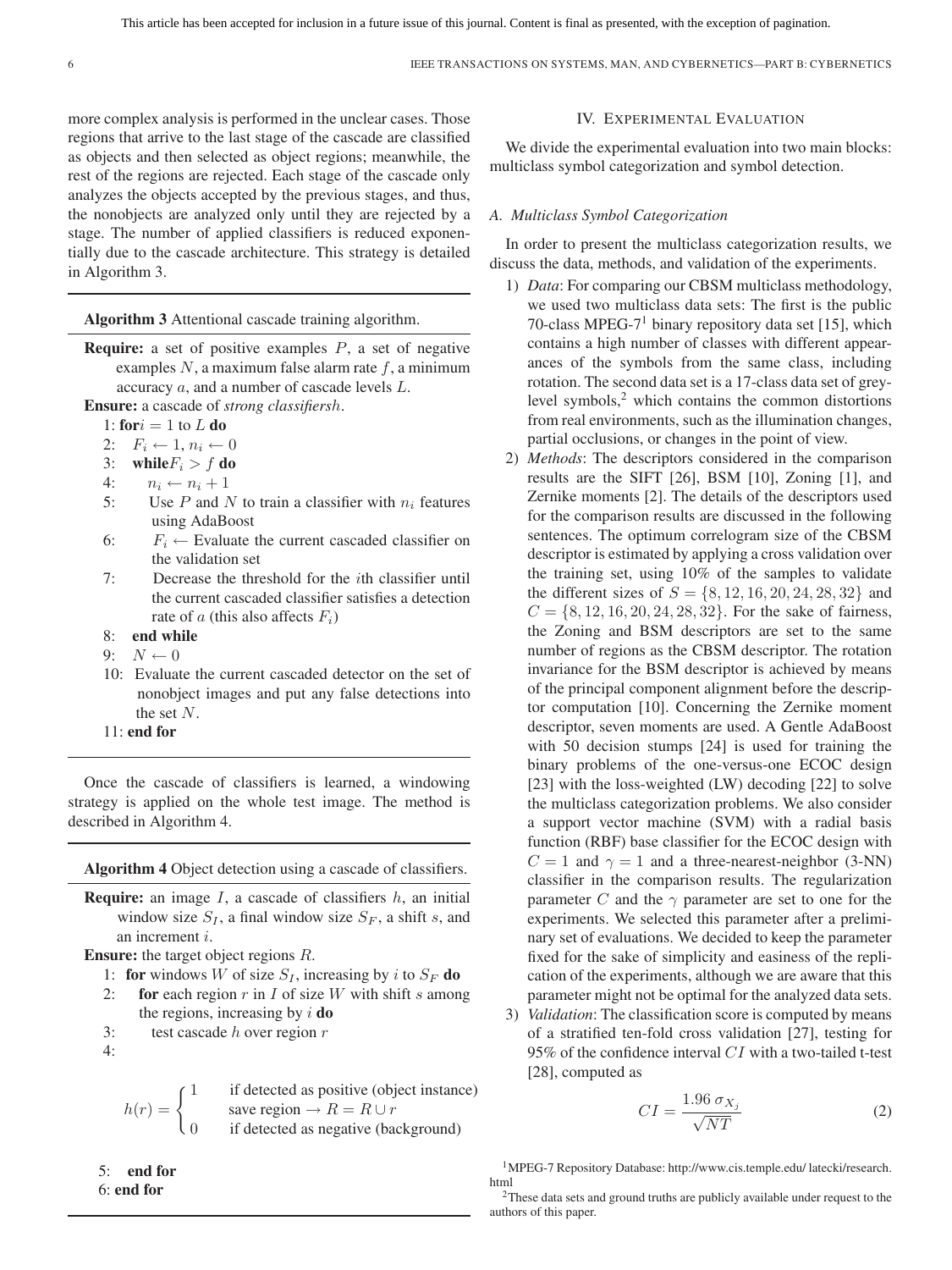more complex analysis is performed in the unclear cases. Those regions that arrive to the last stage of the cascade are classified as objects and then selected as object regions; meanwhile, the rest of the regions are rejected. Each stage of the cascade only analyzes the objects accepted by the previous stages, and thus, the nonobjects are analyzed only until they are rejected by a stage. The number of applied classifiers is reduced exponentially due to the cascade architecture. This strategy is detailed in Algorithm 3.

---

**Algorithm 3** Attentional cascade training algorithm.

---

**Require:** a set of positive examples $P$, a set of negative examples $N$, a maximum false alarm rate $f$, a minimum accuracy $a$, and a number of cascade levels $L$.

**Ensure:** a cascade of *strong classifiersh*.

1: **for**$i = 1$ to $L$ **do**
2: $\quad F_i \leftarrow 1, n_i \leftarrow 0$
3: $\quad$ **while**$F_i > f$ **do**
4: $\quad\quad n_i \leftarrow n_i + 1$
5: $\quad\quad$ Use $P$ and $N$ to train a classifier with $n_i$ features using AdaBoost
6: $\quad\quad F_i \leftarrow$ Evaluate the current cascaded classifier on the validation set
7: $\quad\quad$ Decrease the threshold for the $i$th classifier until the current cascaded classifier satisfies a detection rate of $a$ (this also affects $F_i$)
8: $\quad$ **end while**
9: $\quad N \leftarrow 0$
10: Evaluate the current cascaded detector on the set of nonobject images and put any false detections into the set $N$.
11: **end for**

---

Once the cascade of classifiers is learned, a windowing strategy is applied on the whole test image. The method is described in Algorithm 4.

---

**Algorithm 4** Object detection using a cascade of classifiers.

---

**Require:** an image $I$, a cascade of classifiers $h$, an initial window size $S_I$, a final window size $S_F$, a shift $s$, and an increment $i$.

**Ensure:** the target object regions $R$.

1: **for** windows $W$ of size $S_I$, increasing by $i$ to $S_F$ **do**
2: $\quad$ **for** each region $r$ in $I$ of size $W$ with shift $s$ among the regions, increasing by $i$ **do**
3: $\quad\quad$ test cascade $h$ over region $r$
4:

$$h(r) = \begin{cases} 1 & \text{if detected as positive (object instance)} \\ & \text{save region} \rightarrow R = R \cup r \\ 0 & \text{if detected as negative (background)} \end{cases}$$

5: $\quad$ **end for**
6: **end for**

---

## IV. Experimental Evaluation

We divide the experimental evaluation into two main blocks: multiclass symbol categorization and symbol detection.

### A. Multiclass Symbol Categorization

In order to present the multiclass categorization results, we discuss the data, methods, and validation of the experiments.

1) *Data*: For comparing our CBSM multiclass methodology, we used two multiclass data sets: The first is the public 70-class MPEG-7[1] binary repository data set [15], which contains a high number of classes with different appearances of the symbols from the same class, including rotation. The second data set is a 17-class data set of grey-level symbols,[2] which contains the common distortions from real environments, such as the illumination changes, partial occlusions, or changes in the point of view.

2) *Methods*: The descriptors considered in the comparison results are the SIFT [26], BSM [10], Zoning [1], and Zernike moments [2]. The details of the descriptors used for the comparison results are discussed in the following sentences. The optimum correlogram size of the CBSM descriptor is estimated by applying a cross validation over the training set, using 10% of the samples to validate the different sizes of $S = \{8, 12, 16, 20, 24, 28, 32\}$ and $C = \{8, 12, 16, 20, 24, 28, 32\}$. For the sake of fairness, the Zoning and BSM descriptors are set to the same number of regions as the CBSM descriptor. The rotation invariance for the BSM descriptor is achieved by means of the principal component alignment before the descriptor computation [10]. Concerning the Zernike moment descriptor, seven moments are used. A Gentle AdaBoost with 50 decision stumps [24] is used for training the binary problems of the one-versus-one ECOC design [23] with the loss-weighted (LW) decoding [22] to solve the multiclass categorization problems. We also consider a support vector machine (SVM) with a radial basis function (RBF) base classifier for the ECOC design with $C = 1$ and $\gamma = 1$ and a three-nearest-neighbor (3-NN) classifier in the comparison results. The regularization parameter $C$ and the $\gamma$ parameter are set to one for the experiments. We selected this parameter after a preliminary set of evaluations. We decided to keep the parameter fixed for the sake of simplicity and easiness of the replication of the experiments, although we are aware that this parameter might not be optimal for the analyzed data sets.

3) *Validation*: The classification score is computed by means of a stratified ten-fold cross validation [27], testing for 95% of the confidence interval $CI$ with a two-tailed t-test [28], computed as

$$CI = \frac{1.96\ \sigma_{X_j}}{\sqrt{NT}} \tag{2}$$

[1]MPEG-7 Repository Database: http://www.cis.temple.edu/ latecki/research.html

[2]These data sets and ground truths are publicly available under request to the authors of this paper.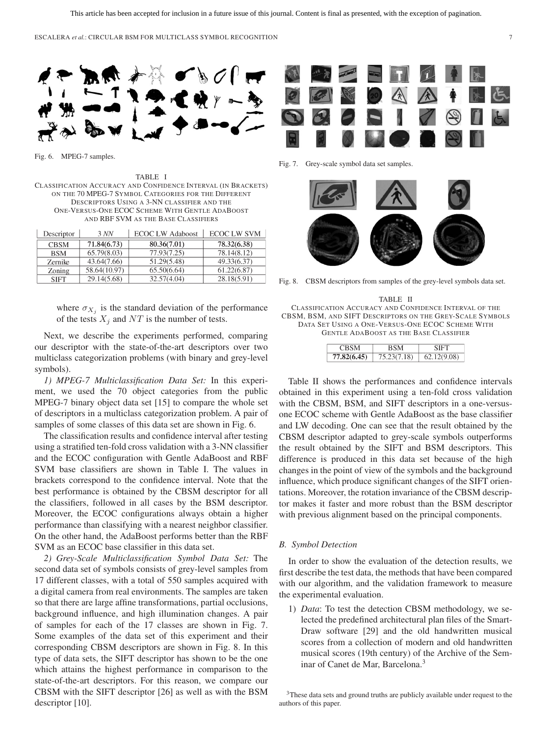Fig. 6. MPEG-7 samples.

TABLE I
CLASSIFICATION ACCURACY AND CONFIDENCE INTERVAL (IN BRACKETS) ON THE 70 MPEG-7 SYMBOL CATEGORIES FOR THE DIFFERENT DESCRIPTORS USING A 3-NN CLASSIFIER AND THE ONE-VERSUS-ONE ECOC SCHEME WITH GENTLE ADABOOST AND RBF SVM AS THE BASE CLASSIFIERS

| Descriptor | 3 *NN* | ECOC LW Adaboost | ECOC LW SVM |
|---|---|---|---|
| CBSM | **71.84(6.73)** | **80.36(7.01)** | **78.32(6.38)** |
| BSM | 65.79(8.03) | 77.93(7.25) | 78.14(8.12) |
| Zernike | 43.64(7.66) | 51.29(5.48) | 49.33(6.37) |
| Zoning | 58.64(10.97) | 65.50(6.64) | 61.22(6.87) |
| SIFT | 29.14(5.68) | 32.57(4.04) | 28.18(5.91) |

where $\sigma_{X_j}$ is the standard deviation of the performance of the tests $X_j$ and $NT$ is the number of tests.

Next, we describe the experiments performed, comparing our descriptor with the state-of-the-art descriptors over two multiclass categorization problems (with binary and grey-level symbols).

*1) MPEG-7 Multiclassification Data Set:* In this experiment, we used the 70 object categories from the public MPEG-7 binary object data set [15] to compare the whole set of descriptors in a multiclass categorization problem. A pair of samples of some classes of this data set are shown in Fig. 6.

The classification results and confidence interval after testing using a stratified ten-fold cross validation with a 3-NN classifier and the ECOC configuration with Gentle AdaBoost and RBF SVM base classifiers are shown in Table I. The values in brackets correspond to the confidence interval. Note that the best performance is obtained by the CBSM descriptor for all the classifiers, followed in all cases by the BSM descriptor. Moreover, the ECOC configurations always obtain a higher performance than classifying with a nearest neighbor classifier. On the other hand, the AdaBoost performs better than the RBF SVM as an ECOC base classifier in this data set.

*2) Grey-Scale Multiclassification Symbol Data Set:* The second data set of symbols consists of grey-level samples from 17 different classes, with a total of 550 samples acquired with a digital camera from real environments. The samples are taken so that there are large affine transformations, partial occlusions, background influence, and high illumination changes. A pair of samples for each of the 17 classes are shown in Fig. 7. Some examples of the data set of this experiment and their corresponding CBSM descriptors are shown in Fig. 8. In this type of data sets, the SIFT descriptor has shown to be the one which attains the highest performance in comparison to the state-of-the-art descriptors. For this reason, we compare our CBSM with the SIFT descriptor [26] as well as with the BSM descriptor [10].

Fig. 7. Grey-scale symbol data set samples.

Fig. 8. CBSM descriptors from samples of the grey-level symbols data set.

TABLE II
CLASSIFICATION ACCURACY AND CONFIDENCE INTERVAL OF THE CBSM, BSM, AND SIFT DESCRIPTORS ON THE GREY-SCALE SYMBOLS DATA SET USING A ONE-VERSUS-ONE ECOC SCHEME WITH GENTLE ADABOOST AS THE BASE CLASSIFIER

| CBSM | BSM | SIFT |
|---|---|---|
| **77.82(6.45)** | 75.23(7.18) | 62.12(9.08) |

Table II shows the performances and confidence intervals obtained in this experiment using a ten-fold cross validation with the CBSM, BSM, and SIFT descriptors in a one-versus-one ECOC scheme with Gentle AdaBoost as the base classifier and LW decoding. One can see that the result obtained by the CBSM descriptor adapted to grey-scale symbols outperforms the result obtained by the SIFT and BSM descriptors. This difference is produced in this data set because of the high changes in the point of view of the symbols and the background influence, which produce significant changes of the SIFT orientations. Moreover, the rotation invariance of the CBSM descriptor makes it faster and more robust than the BSM descriptor with previous alignment based on the principal components.

### B. Symbol Detection

In order to show the evaluation of the detection results, we first describe the test data, the methods that have been compared with our algorithm, and the validation framework to measure the experimental evaluation.

1) *Data*: To test the detection CBSM methodology, we selected the predefined architectural plan files of the SmartDraw software [29] and the old handwritten musical scores from a collection of modern and old handwritten musical scores (19th century) of the Archive of the Seminar of Canet de Mar, Barcelona.[3]

[3]These data sets and ground truths are publicly available under request to the authors of this paper.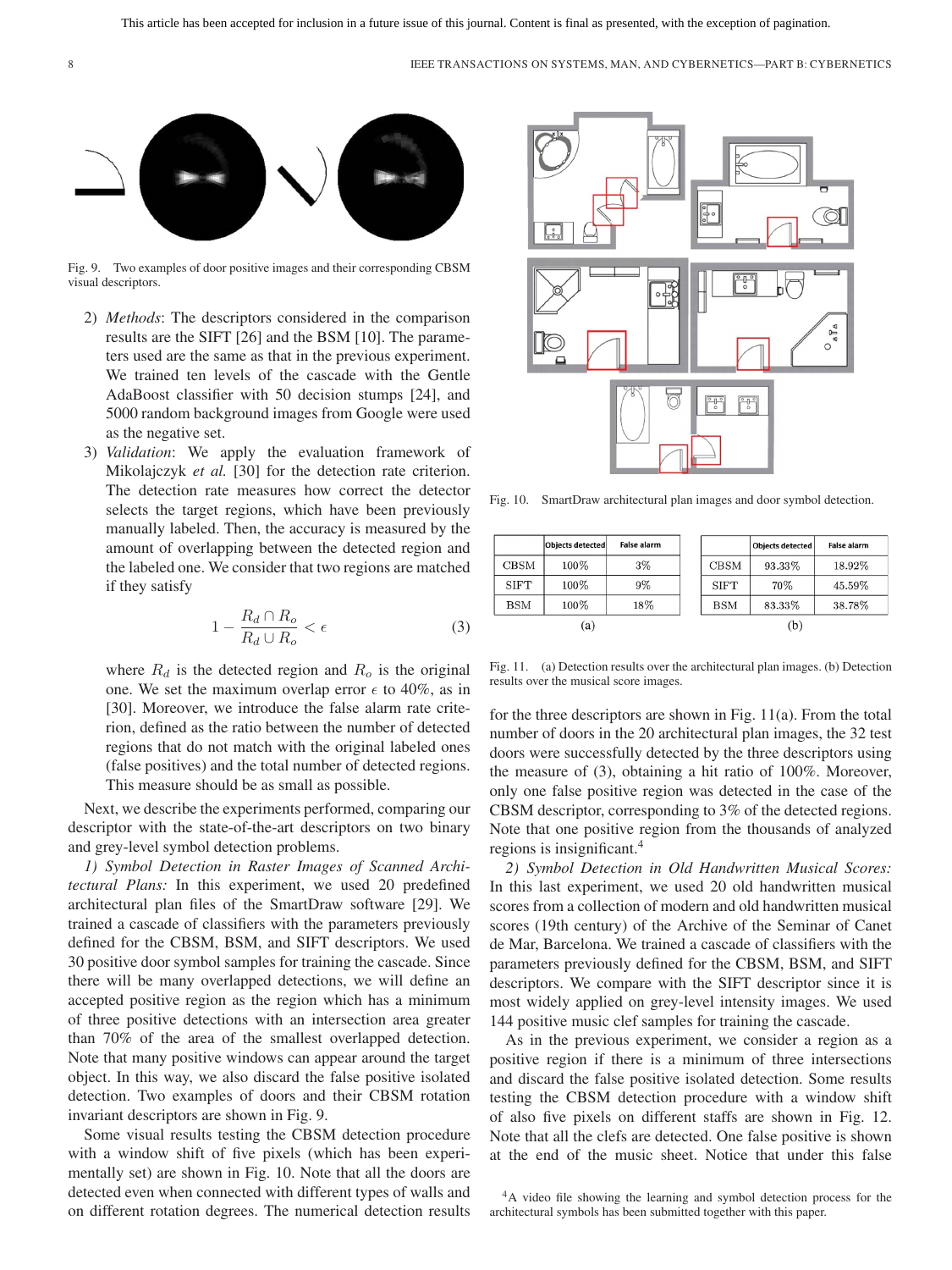Fig. 9. Two examples of door positive images and their corresponding CBSM visual descriptors.

2) *Methods*: The descriptors considered in the comparison results are the SIFT [26] and the BSM [10]. The parameters used are the same as that in the previous experiment. We trained ten levels of the cascade with the Gentle AdaBoost classifier with 50 decision stumps [24], and 5000 random background images from Google were used as the negative set.

3) *Validation*: We apply the evaluation framework of Mikolajczyk *et al.* [30] for the detection rate criterion. The detection rate measures how correct the detector selects the target regions, which have been previously manually labeled. Then, the accuracy is measured by the amount of overlapping between the detected region and the labeled one. We consider that two regions are matched if they satisfy

$$1 - \frac{R_d \cap R_o}{R_d \cup R_o} < \epsilon \tag{3}$$

where $R_d$ is the detected region and $R_o$ is the original one. We set the maximum overlap error $\epsilon$ to 40%, as in [30]. Moreover, we introduce the false alarm rate criterion, defined as the ratio between the number of detected regions that do not match with the original labeled ones (false positives) and the total number of detected regions. This measure should be as small as possible.

Next, we describe the experiments performed, comparing our descriptor with the state-of-the-art descriptors on two binary and grey-level symbol detection problems.

*1) Symbol Detection in Raster Images of Scanned Architectural Plans:* In this experiment, we used 20 predefined architectural plan files of the SmartDraw software [29]. We trained a cascade of classifiers with the parameters previously defined for the CBSM, BSM, and SIFT descriptors. We used 30 positive door symbol samples for training the cascade. Since there will be many overlapped detections, we will define an accepted positive region as the region which has a minimum of three positive detections with an intersection area greater than 70% of the area of the smallest overlapped detection. Note that many positive windows can appear around the target object. In this way, we also discard the false positive isolated detection. Two examples of doors and their CBSM rotation invariant descriptors are shown in Fig. 9.

Some visual results testing the CBSM detection procedure with a window shift of five pixels (which has been experimentally set) are shown in Fig. 10. Note that all the doors are detected even when connected with different types of walls and on different rotation degrees. The numerical detection results for the three descriptors are shown in Fig. 11(a). From the total number of doors in the 20 architectural plan images, the 32 test doors were successfully detected by the three descriptors using the measure of (3), obtaining a hit ratio of 100%. Moreover, only one false positive region was detected in the case of the CBSM descriptor, corresponding to 3% of the detected regions. Note that one positive region from the thousands of analyzed regions is insignificant.[4]

Fig. 10. SmartDraw architectural plan images and door symbol detection.

(a)

| | Objects detected | False alarm |
|---|---|---|
| CBSM | 100% | 3% |
| SIFT | 100% | 9% |
| BSM | 100% | 18% |

(b)

| | Objects detected | False alarm |
|---|---|---|
| CBSM | 93.33% | 18.92% |
| SIFT | 70% | 45.59% |
| BSM | 83.33% | 38.78% |

Fig. 11. (a) Detection results over the architectural plan images. (b) Detection results over the musical score images.

*2) Symbol Detection in Old Handwritten Musical Scores:* In this last experiment, we used 20 old handwritten musical scores from a collection of modern and old handwritten musical scores (19th century) of the Archive of the Seminar of Canet de Mar, Barcelona. We trained a cascade of classifiers with the parameters previously defined for the CBSM, BSM, and SIFT descriptors. We compare with the SIFT descriptor since it is most widely applied on grey-level intensity images. We used 144 positive music clef samples for training the cascade.

As in the previous experiment, we consider a region as a positive region if there is a minimum of three intersections and discard the false positive isolated detection. Some results testing the CBSM detection procedure with a window shift of also five pixels on different staffs are shown in Fig. 12. Note that all the clefs are detected. One false positive is shown at the end of the music sheet. Notice that under this false

[4] A video file showing the learning and symbol detection process for the architectural symbols has been submitted together with this paper.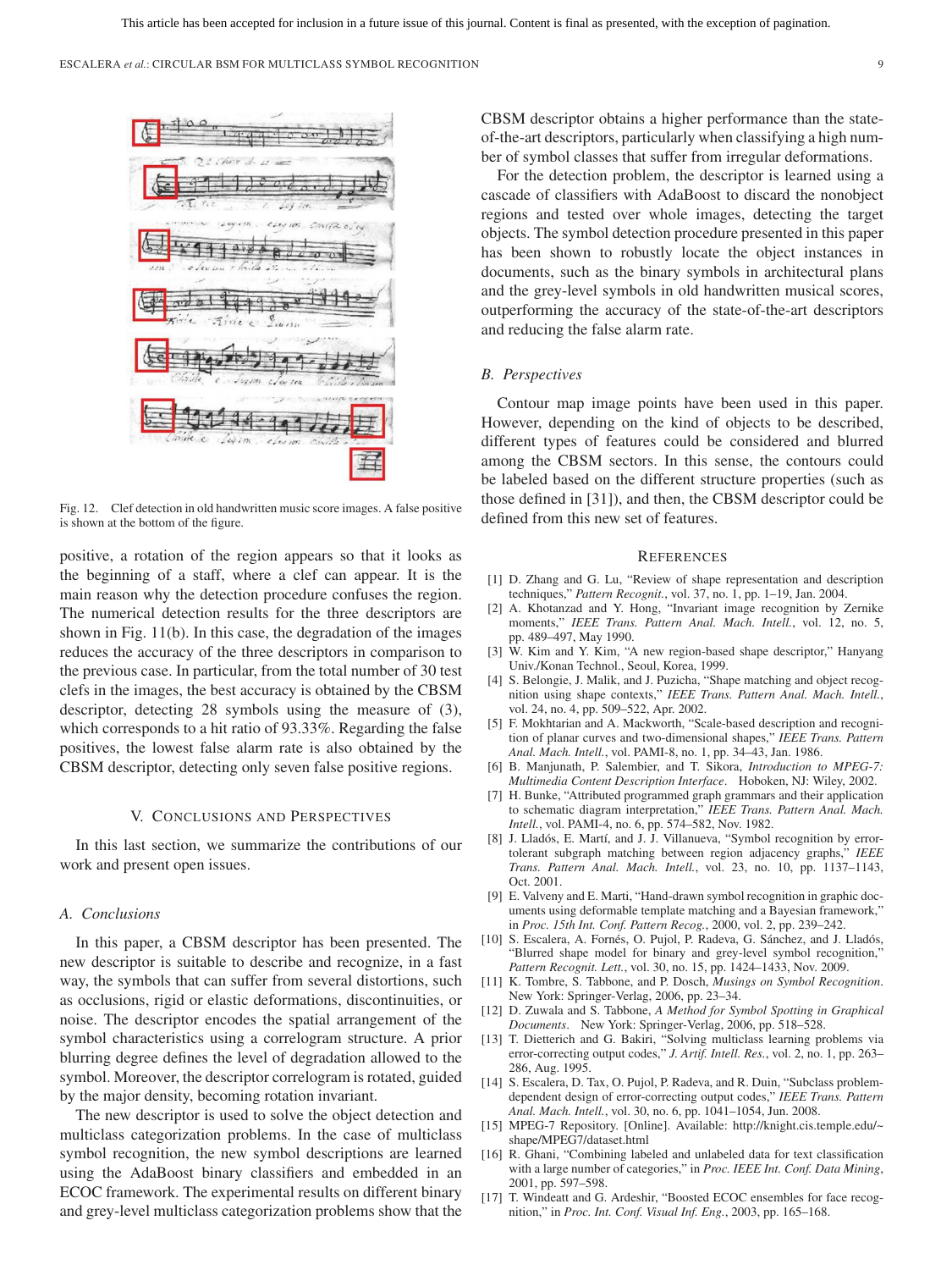Fig. 12. Clef detection in old handwritten music score images. A false positive is shown at the bottom of the figure.

positive, a rotation of the region appears so that it looks as the beginning of a staff, where a clef can appear. It is the main reason why the detection procedure confuses the region. The numerical detection results for the three descriptors are shown in Fig. 11(b). In this case, the degradation of the images reduces the accuracy of the three descriptors in comparison to the previous case. In particular, from the total number of 30 test clefs in the images, the best accuracy is obtained by the CBSM descriptor, detecting 28 symbols using the measure of (3), which corresponds to a hit ratio of 93.33%. Regarding the false positives, the lowest false alarm rate is also obtained by the CBSM descriptor, detecting only seven false positive regions.

## V. Conclusions and Perspectives

In this last section, we summarize the contributions of our work and present open issues.

### A. Conclusions

In this paper, a CBSM descriptor has been presented. The new descriptor is suitable to describe and recognize, in a fast way, the symbols that can suffer from several distortions, such as occlusions, rigid or elastic deformations, discontinuities, or noise. The descriptor encodes the spatial arrangement of the symbol characteristics using a correlogram structure. A prior blurring degree defines the level of degradation allowed to the symbol. Moreover, the descriptor correlogram is rotated, guided by the major density, becoming rotation invariant.

The new descriptor is used to solve the object detection and multiclass categorization problems. In the case of multiclass symbol recognition, the new symbol descriptions are learned using the AdaBoost binary classifiers and embedded in an ECOC framework. The experimental results on different binary and grey-level multiclass categorization problems show that the CBSM descriptor obtains a higher performance than the state-of-the-art descriptors, particularly when classifying a high number of symbol classes that suffer from irregular deformations.

For the detection problem, the descriptor is learned using a cascade of classifiers with AdaBoost to discard the nonobject regions and tested over whole images, detecting the target objects. The symbol detection procedure presented in this paper has been shown to robustly locate the object instances in documents, such as the binary symbols in architectural plans and the grey-level symbols in old handwritten musical scores, outperforming the accuracy of the state-of-the-art descriptors and reducing the false alarm rate.

### B. Perspectives

Contour map image points have been used in this paper. However, depending on the kind of objects to be described, different types of features could be considered and blurred among the CBSM sectors. In this sense, the contours could be labeled based on the different structure properties (such as those defined in [31]), and then, the CBSM descriptor could be defined from this new set of features.

## References

[1] D. Zhang and G. Lu, "Review of shape representation and description techniques," *Pattern Recognit.*, vol. 37, no. 1, pp. 1–19, Jan. 2004.

[2] A. Khotanzad and Y. Hong, "Invariant image recognition by Zernike moments," *IEEE Trans. Pattern Anal. Mach. Intell.*, vol. 12, no. 5, pp. 489–497, May 1990.

[3] W. Kim and Y. Kim, "A new region-based shape descriptor," Hanyang Univ./Konan Technol., Seoul, Korea, 1999.

[4] S. Belongie, J. Malik, and J. Puzicha, "Shape matching and object recognition using shape contexts," *IEEE Trans. Pattern Anal. Mach. Intell.*, vol. 24, no. 4, pp. 509–522, Apr. 2002.

[5] F. Mokhtarian and A. Mackworth, "Scale-based description and recognition of planar curves and two-dimensional shapes," *IEEE Trans. Pattern Anal. Mach. Intell.*, vol. PAMI-8, no. 1, pp. 34–43, Jan. 1986.

[6] B. Manjunath, P. Salembier, and T. Sikora, *Introduction to MPEG-7: Multimedia Content Description Interface*. Hoboken, NJ: Wiley, 2002.

[7] H. Bunke, "Attributed programmed graph grammars and their application to schematic diagram interpretation," *IEEE Trans. Pattern Anal. Mach. Intell.*, vol. PAMI-4, no. 6, pp. 574–582, Nov. 1982.

[8] J. Lladós, E. Martí, and J. J. Villanueva, "Symbol recognition by error-tolerant subgraph matching between region adjacency graphs," *IEEE Trans. Pattern Anal. Mach. Intell.*, vol. 23, no. 10, pp. 1137–1143, Oct. 2001.

[9] E. Valveny and E. Marti, "Hand-drawn symbol recognition in graphic documents using deformable template matching and a Bayesian framework," in *Proc. 15th Int. Conf. Pattern Recog.*, 2000, vol. 2, pp. 239–242.

[10] S. Escalera, A. Fornés, O. Pujol, P. Radeva, G. Sánchez, and J. Lladós, "Blurred shape model for binary and grey-level symbol recognition," *Pattern Recognit. Lett.*, vol. 30, no. 15, pp. 1424–1433, Nov. 2009.

[11] K. Tombre, S. Tabbone, and P. Dosch, *Musings on Symbol Recognition*. New York: Springer-Verlag, 2006, pp. 23–34.

[12] D. Zuwala and S. Tabbone, *A Method for Symbol Spotting in Graphical Documents*. New York: Springer-Verlag, 2006, pp. 518–528.

[13] T. Dietterich and G. Bakiri, "Solving multiclass learning problems via error-correcting output codes," *J. Artif. Intell. Res.*, vol. 2, no. 1, pp. 263–286, Aug. 1995.

[14] S. Escalera, D. Tax, O. Pujol, P. Radeva, and R. Duin, "Subclass problem-dependent design of error-correcting output codes," *IEEE Trans. Pattern Anal. Mach. Intell.*, vol. 30, no. 6, pp. 1041–1054, Jun. 2008.

[15] MPEG-7 Repository. [Online]. Available: http://knight.cis.temple.edu/~shape/MPEG7/dataset.html

[16] R. Ghani, "Combining labeled and unlabeled data for text classification with a large number of categories," in *Proc. IEEE Int. Conf. Data Mining*, 2001, pp. 597–598.

[17] T. Windeatt and G. Ardeshir, "Boosted ECOC ensembles for face recognition," in *Proc. Int. Conf. Visual Inf. Eng.*, 2003, pp. 165–168.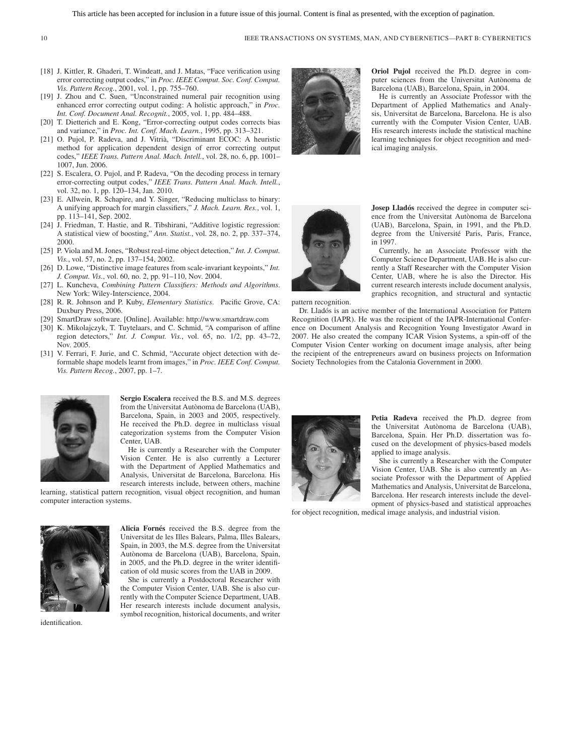[18] J. Kittler, R. Ghaderi, T. Windeatt, and J. Matas, "Face verification using error correcting output codes," in *Proc. IEEE Comput. Soc. Conf. Comput. Vis. Pattern Recog.*, 2001, vol. 1, pp. 755–760.

[19] J. Zhou and C. Suen, "Unconstrained numeral pair recognition using enhanced error correcting output coding: A holistic approach," in *Proc. Int. Conf. Document Anal. Recognit.*, 2005, vol. 1, pp. 484–488.

[20] T. Dietterich and E. Kong, "Error-correcting output codes corrects bias and variance," in *Proc. Int. Conf. Mach. Learn.*, 1995, pp. 313–321.

[21] O. Pujol, P. Radeva, and J. Vitrià, "Discriminant ECOC: A heuristic method for application dependent design of error correcting output codes," *IEEE Trans. Pattern Anal. Mach. Intell.*, vol. 28, no. 6, pp. 1001–1007, Jun. 2006.

[22] S. Escalera, O. Pujol, and P. Radeva, "On the decoding process in ternary error-correcting output codes," *IEEE Trans. Pattern Anal. Mach. Intell.*, vol. 32, no. 1, pp. 120–134, Jan. 2010.

[23] E. Allwein, R. Schapire, and Y. Singer, "Reducing multiclass to binary: A unifying approach for margin classifiers," *J. Mach. Learn. Res.*, vol. 1, pp. 113–141, Sep. 2002.

[24] J. Friedman, T. Hastie, and R. Tibshirani, "Additive logistic regression: A statistical view of boosting," *Ann. Statist.*, vol. 28, no. 2, pp. 337–374, 2000.

[25] P. Viola and M. Jones, "Robust real-time object detection," *Int. J. Comput. Vis.*, vol. 57, no. 2, pp. 137–154, 2002.

[26] D. Lowe, "Distinctive image features from scale-invariant keypoints," *Int. J. Comput. Vis.*, vol. 60, no. 2, pp. 91–110, Nov. 2004.

[27] L. Kuncheva, *Combining Pattern Classifiers: Methods and Algorithms*. New York: Wiley-Interscience, 2004.

[28] R. R. Johnson and P. Kuby, *Elementary Statistics*. Pacific Grove, CA: Duxbury Press, 2006.

[29] SmartDraw software. [Online]. Available: http://www.smartdraw.com

[30] K. Mikolajczyk, T. Tuytelaars, and C. Schmid, "A comparison of affine region detectors," *Int. J. Comput. Vis.*, vol. 65, no. 1/2, pp. 43–72, Nov. 2005.

[31] V. Ferrari, F. Jurie, and C. Schmid, "Accurate object detection with deformable shape models learnt from images," in *Proc. IEEE Conf. Comput. Vis. Pattern Recog.*, 2007, pp. 1–7.

**Sergio Escalera** received the B.S. and M.S. degrees from the Universitat Autònoma de Barcelona (UAB), Barcelona, Spain, in 2003 and 2005, respectively. He received the Ph.D. degree in multiclass visual categorization systems from the Computer Vision Center, UAB.

He is currently a Researcher with the Computer Vision Center. He is also currently a Lecturer with the Department of Applied Mathematics and Analysis, Universitat de Barcelona, Barcelona. His research interests include, between others, machine learning, statistical pattern recognition, visual object recognition, and human computer interaction systems.

**Alicia Fornés** received the B.S. degree from the Universitat de les Illes Balears, Palma, Illes Balears, Spain, in 2003, the M.S. degree from the Universitat Autònoma de Barcelona (UAB), Barcelona, Spain, in 2005, and the Ph.D. degree in the writer identification of old music scores from the UAB in 2009.

She is currently a Postdoctoral Researcher with the Computer Vision Center, UAB. She is also currently with the Computer Science Department, UAB. Her research interests include document analysis, symbol recognition, historical documents, and writer identification.

**Oriol Pujol** received the Ph.D. degree in computer sciences from the Universitat Autònoma de Barcelona (UAB), Barcelona, Spain, in 2004.

He is currently an Associate Professor with the Department of Applied Mathematics and Analysis, Universitat de Barcelona, Barcelona. He is also currently with the Computer Vision Center, UAB. His research interests include the statistical machine learning techniques for object recognition and medical imaging analysis.

**Josep Lladós** received the degree in computer science from the Universitat Autònoma de Barcelona (UAB), Barcelona, Spain, in 1991, and the Ph.D. degree from the Université Paris, Paris, France, in 1997.

Currently, he an Associate Professor with the Computer Science Department, UAB. He is also currently a Staff Researcher with the Computer Vision Center, UAB, where he is also the Director. His current research interests include document analysis, graphics recognition, and structural and syntactic pattern recognition.

Dr. Lladós is an active member of the International Association for Pattern Recognition (IAPR). He was the recipient of the IAPR-International Conference on Document Analysis and Recognition Young Investigator Award in 2007. He also created the company ICAR Vision Systems, a spin-off of the Computer Vision Center working on document image analysis, after being the recipient of the entrepreneurs award on business projects on Information Society Technologies from the Catalonia Government in 2000.

**Petia Radeva** received the Ph.D. degree from the Universitat Autònoma de Barcelona (UAB), Barcelona, Spain. Her Ph.D. dissertation was focused on the development of physics-based models applied to image analysis.

She is currently a Researcher with the Computer Vision Center, UAB. She is also currently an Associate Professor with the Department of Applied Mathematics and Analysis, Universitat de Barcelona, Barcelona. Her research interests include the development of physics-based and statistical approaches for object recognition, medical image analysis, and industrial vision.